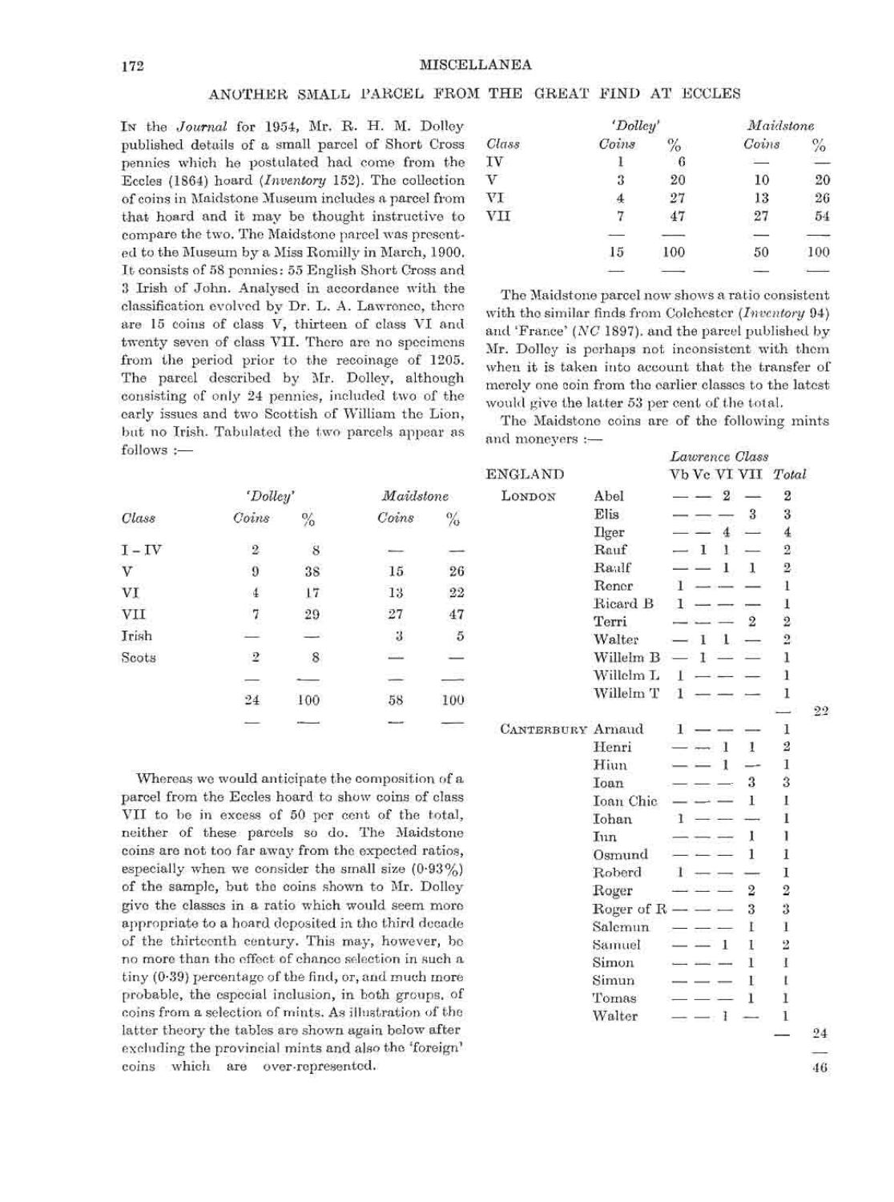MISCELLANEA

## ANOTHER SMALL PARCEL FROM THE GREAT FIND AT ECCLES

In the *Journal* for 1954, Mr. R. H. M. Dolley published details of a small parcel of Short Cross pennies which he postulated had come from the Eccles (1864) hoard (*Inventory* 152). The collection of coins in Maidstone Museum includes a parcel from that hoard and it may be thought instructive to compare the two. The Maidstone parcel was presented to the Museum by a Miss Romilly in March, 1900. It consists of 58 pennies: 55 English Short Cross and 3 Irish of John. Analysed in accordance with the classification evolved by Dr. L. A. Lawrence, there are 15 coins of class V, thirteen of class VI and twenty seven of class VII. There are no specimens from the period prior to the recoinage of 1205. The parcel described by Mr. Dolley, although consisting of only 24 pennies, included two of the early issues and two Scottish of William the Lion, but no Irish. Tabulated the two parcels appear as follows :—

| | 'Dolley' | | Maidstone | |
|---|---|---|---|---|
| *Class* | *Coins* | % | *Coins* | % |
| I – IV | 2 | 8 | — | — |
| V | 9 | 38 | 15 | 26 |
| VI | 4 | 17 | 13 | 22 |
| VII | 7 | 29 | 27 | 47 |
| Irish | — | — | 3 | 5 |
| Scots | 2 | 8 | — | — |
| | 24 | 100 | 58 | 100 |

Whereas we would anticipate the composition of a parcel from the Eccles hoard to show coins of class VII to be in excess of 50 per cent of the total, neither of these parcels so do. The Maidstone coins are not too far away from the expected ratios, especially when we consider the small size (0·93%) of the sample, but the coins shown to Mr. Dolley give the classes in a ratio which would seem more appropriate to a hoard deposited in the third decade of the thirteenth century. This may, however, be no more than the effect of chance selection in such a tiny (0·39) percentage of the find, or, and much more probable, the especial inclusion, in both groups, of coins from a selection of mints. As illustration of the latter theory the tables are shown again below after excluding the provincial mints and also the 'foreign' coins which are over-represented.

| | 'Dolley' | | Maidstone | |
|---|---|---|---|---|
| *Class* | *Coins* | % | *Coins* | % |
| IV | 1 | 6 | — | — |
| V | 3 | 20 | 10 | 20 |
| VI | 4 | 27 | 13 | 26 |
| VII | 7 | 47 | 27 | 54 |
| | 15 | 100 | 50 | 100 |

The Maidstone parcel now shows a ratio consistent with the similar finds from Colchester (*Inventory* 94) and 'France' (*NC* 1897). and the parcel published by Mr. Dolley is perhaps not inconsistent with them when it is taken into account that the transfer of merely one coin from the earlier classes to the latest would give the latter 53 per cent of the total.

The Maidstone coins are of the following mints and moneyers :—

| ENGLAND | | *Lawrence Class* Vb | Vc | VI | VII | *Total* | |
|---|---|---|---|---|---|---|---|
| London | Abel | — | — | 2 | — | 2 | |
| | Elis | — | — | — | 3 | 3 | |
| | Ilger | — | — | 4 | — | 4 | |
| | Rauf | — | 1 | 1 | — | 2 | |
| | Raulf | — | — | 1 | 1 | 2 | |
| | Rener | 1 | — | — | — | 1 | |
| | Ricard B | 1 | — | — | — | 1 | |
| | Terri | — | — | — | 2 | 2 | |
| | Walter | — | 1 | 1 | — | 2 | |
| | Willelm B | — | 1 | — | — | 1 | |
| | Willelm L | 1 | — | — | — | 1 | |
| | Willelm T | 1 | — | — | — | 1 | |
| | | | | | | | 22 |
| Canterbury | Arnaud | 1 | — | — | — | 1 | |
| | Henri | — | — | 1 | 1 | 2 | |
| | Hiun | — | — | 1 | — | 1 | |
| | Ioan | — | — | — | 3 | 3 | |
| | Ioan Chic | — | — | — | 1 | 1 | |
| | Iohan | 1 | — | — | — | 1 | |
| | Iun | — | — | — | 1 | 1 | |
| | Osmund | — | — | — | 1 | 1 | |
| | Roberd | 1 | — | — | — | 1 | |
| | Roger | — | — | — | 2 | 2 | |
| | Roger of R | — | — | — | 3 | 3 | |
| | Salemun | — | — | — | 1 | 1 | |
| | Samuel | — | — | 1 | 1 | 2 | |
| | Simon | — | — | — | 1 | 1 | |
| | Simun | — | — | — | 1 | 1 | |
| | Tomas | — | — | — | 1 | 1 | |
| | Walter | — | — | 1 | — | 1 | |
| | | | | | | | 24 |
| | | | | | | | 46 |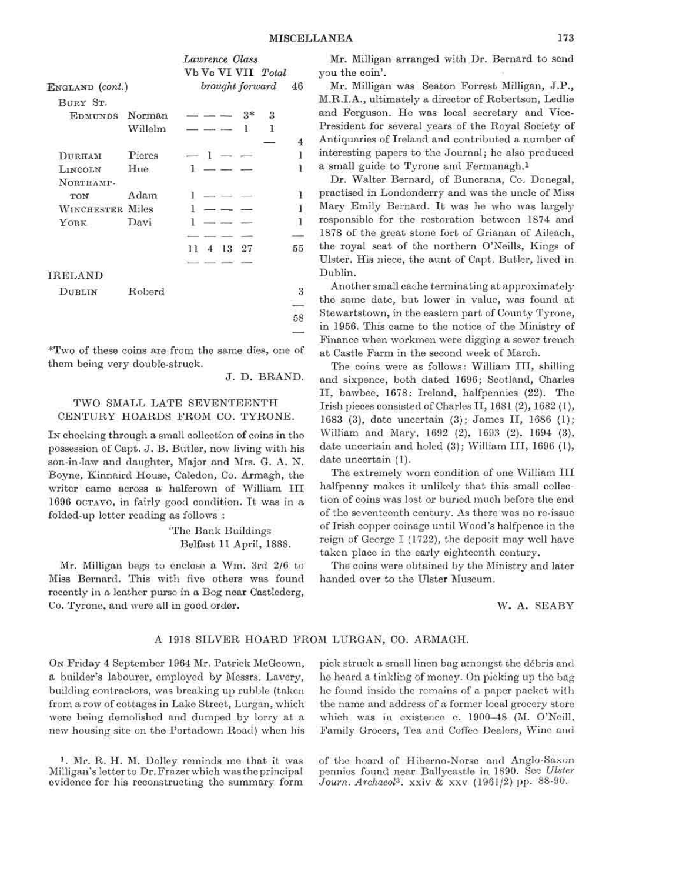| | | Lawrence Class | | | | | |
|---|---|---|---|---|---|---|---|
| | | Vb | Vc | VI | VII | Total | |
| ENGLAND (*cont.*) | | | | | | brought forward | 46 |
| BURY ST. EDMUNDS | Norman | — | — | — | 3* | 3 | |
| | Willelm | — | — | — | 1 | 1 | |
| | | | | | | — | 4 |
| DURHAM | Pieres | — | 1 | — | — | | 1 |
| LINCOLN | Hue | 1 | — | — | — | | 1 |
| NORTHAMPTON | Adam | 1 | — | — | — | | 1 |
| WINCHESTER | Miles | 1 | — | — | — | | 1 |
| YORK | Davi | 1 | — | — | — | | 1 |
| | | 11 | 4 | 13 | 27 | | 55 |
| IRELAND | | | | | | | |
| DUBLIN | Roberd | | | | | | 3 |
| | | | | | | | 58 |

*Two of these coins are from the same dies, one of them being very double-struck.

J. D. BRAND.

## TWO SMALL LATE SEVENTEENTH CENTURY HOARDS FROM CO. TYRONE.

IN checking through a small collection of coins in the possession of Capt. J. B. Butler, now living with his son-in-law and daughter, Major and Mrs. G. A. N. Boyne, Kinnaird House, Caledon, Co. Armagh, the writer came across a halfcrown of William III 1696 OCTAVO, in fairly good condition. It was in a folded-up letter reading as follows :

> 'The Bank Buildings
> Belfast 11 April, 1888.
>
> Mr. Milligan begs to enclose a Wm. 3rd 2/6 to Miss Bernard. This with five others was found recently in a leather purse in a Bog near Castlederg, Co. Tyrone, and were all in good order.
>
> Mr. Milligan arranged with Dr. Bernard to send you the coin'.

Mr. Milligan was Seaton Forrest Milligan, J.P., M.R.I.A., ultimately a director of Robertson, Ledlie and Ferguson. He was local secretary and Vice-President for several years of the Royal Society of Antiquaries of Ireland and contributed a number of interesting papers to the Journal; he also produced a small guide to Tyrone and Fermanagh.[1]

Dr. Walter Bernard, of Buncrana, Co. Donegal, practised in Londonderry and was the uncle of Miss Mary Emily Bernard. It was he who was largely responsible for the restoration between 1874 and 1878 of the great stone fort of Grianan of Aileach, the royal seat of the northern O'Neills, Kings of Ulster. His niece, the aunt of Capt. Butler, lived in Dublin.

Another small cache terminating at approximately the same date, but lower in value, was found at Stewartstown, in the eastern part of County Tyrone, in 1956. This came to the notice of the Ministry of Finance when workmen were digging a sewer trench at Castle Farm in the second week of March.

The coins were as follows: William III, shilling and sixpence, both dated 1696; Scotland, Charles II, bawbee, 1678; Ireland, halfpennies (22). The Irish pieces consisted of Charles II, 1681 (2), 1682 (1), 1683 (3), date uncertain (3); James II, 1686 (1); William and Mary, 1692 (2), 1693 (2), 1694 (3), date uncertain and holed (3); William III, 1696 (1), date uncertain (1).

The extremely worn condition of one William III halfpenny makes it unlikely that this small collection of coins was lost or buried much before the end of the seventeenth century. As there was no re-issue of Irish copper coinage until Wood's halfpence in the reign of George I (1722), the deposit may well have taken place in the early eighteenth century.

The coins were obtained by the Ministry and later handed over to the Ulster Museum.

W. A. SEABY

## A 1918 SILVER HOARD FROM LURGAN, CO. ARMAGH.

ON Friday 4 September 1964 Mr. Patrick McGeown, a builder's labourer, employed by Messrs. Lavery, building contractors, was breaking up rubble (taken from a row of cottages in Lake Street, Lurgan, which were being demolished and dumped by lorry at a new housing site on the Portadown Road) when his pick struck a small linen bag amongst the débris and he heard a tinkling of money. On picking up the bag he found inside the remains of a paper packet with the name and address of a former local grocery store which was in existence c. 1900–48 (M. O'Neill, Family Grocers, Tea and Coffee Dealers, Wine and

[1]. Mr. R. H. M. Dolley reminds me that it was Milligan's letter to Dr. Frazer which was the principal evidence for his reconstructing the summary form of the hoard of Hiberno-Norse and Anglo-Saxon pennies found near Ballycastle in 1890. See *Ulster Journ. Archaeol*[3]. xxiv & xxv (1961/2) pp. 88-90.